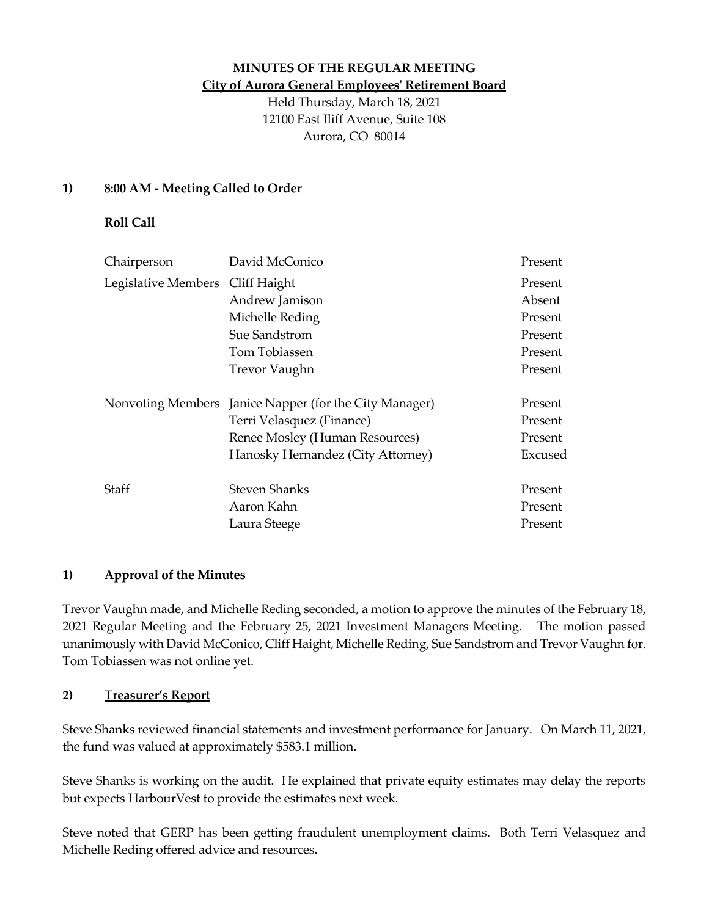**MINUTES OF THE REGULAR MEETING**

**City of Aurora General Employees' Retirement Board**

Held Thursday, March 18, 2021
12100 East Iliff Avenue, Suite 108
Aurora, CO 80014

## 1) 8:00 AM - Meeting Called to Order

**Roll Call**

| | | |
|---|---|---|
| Chairperson | David McConico | Present |
| Legislative Members | Cliff Haight | Present |
| | Andrew Jamison | Absent |
| | Michelle Reding | Present |
| | Sue Sandstrom | Present |
| | Tom Tobiassen | Present |
| | Trevor Vaughn | Present |
| Nonvoting Members | Janice Napper (for the City Manager) | Present |
| | Terri Velasquez (Finance) | Present |
| | Renee Mosley (Human Resources) | Present |
| | Hanosky Hernandez (City Attorney) | Excused |
| Staff | Steven Shanks | Present |
| | Aaron Kahn | Present |
| | Laura Steege | Present |

## 1) Approval of the Minutes

Trevor Vaughn made, and Michelle Reding seconded, a motion to approve the minutes of the February 18, 2021 Regular Meeting and the February 25, 2021 Investment Managers Meeting. The motion passed unanimously with David McConico, Cliff Haight, Michelle Reding, Sue Sandstrom and Trevor Vaughn for. Tom Tobiassen was not online yet.

## 2) Treasurer's Report

Steve Shanks reviewed financial statements and investment performance for January. On March 11, 2021, the fund was valued at approximately $583.1 million.

Steve Shanks is working on the audit. He explained that private equity estimates may delay the reports but expects HarbourVest to provide the estimates next week.

Steve noted that GERP has been getting fraudulent unemployment claims. Both Terri Velasquez and Michelle Reding offered advice and resources.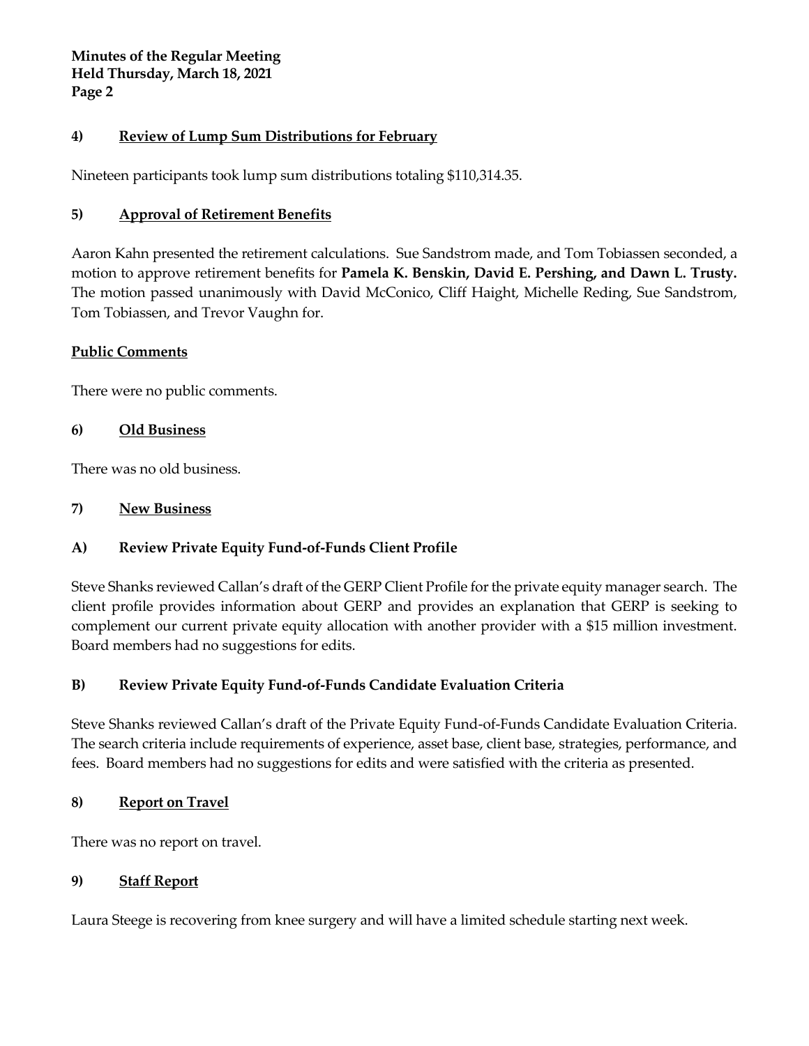## 4) Review of Lump Sum Distributions for February

Nineteen participants took lump sum distributions totaling $110,314.35.

## 5) Approval of Retirement Benefits

Aaron Kahn presented the retirement calculations. Sue Sandstrom made, and Tom Tobiassen seconded, a motion to approve retirement benefits for **Pamela K. Benskin, David E. Pershing, and Dawn L. Trusty.** The motion passed unanimously with David McConico, Cliff Haight, Michelle Reding, Sue Sandstrom, Tom Tobiassen, and Trevor Vaughn for.

## Public Comments

There were no public comments.

## 6) Old Business

There was no old business.

## 7) New Business

### A) Review Private Equity Fund-of-Funds Client Profile

Steve Shanks reviewed Callan's draft of the GERP Client Profile for the private equity manager search. The client profile provides information about GERP and provides an explanation that GERP is seeking to complement our current private equity allocation with another provider with a $15 million investment. Board members had no suggestions for edits.

### B) Review Private Equity Fund-of-Funds Candidate Evaluation Criteria

Steve Shanks reviewed Callan's draft of the Private Equity Fund-of-Funds Candidate Evaluation Criteria. The search criteria include requirements of experience, asset base, client base, strategies, performance, and fees. Board members had no suggestions for edits and were satisfied with the criteria as presented.

## 8) Report on Travel

There was no report on travel.

## 9) Staff Report

Laura Steege is recovering from knee surgery and will have a limited schedule starting next week.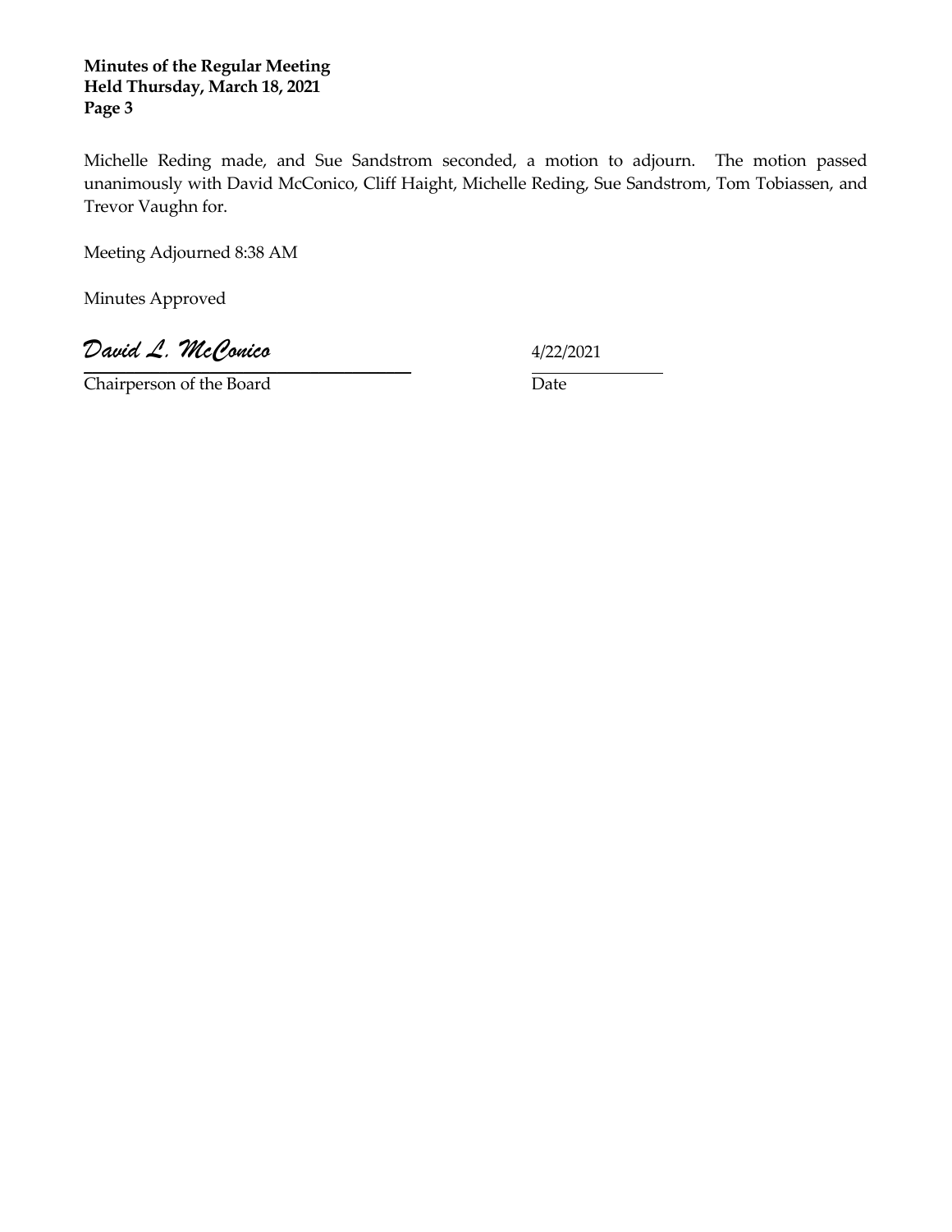Michelle Reding made, and Sue Sandstrom seconded, a motion to adjourn. The motion passed unanimously with David McConico, Cliff Haight, Michelle Reding, Sue Sandstrom, Tom Tobiassen, and Trevor Vaughn for.

Meeting Adjourned 8:38 AM

Minutes Approved

*David L. McConico* — 4/22/2021

Chairperson of the Board — Date